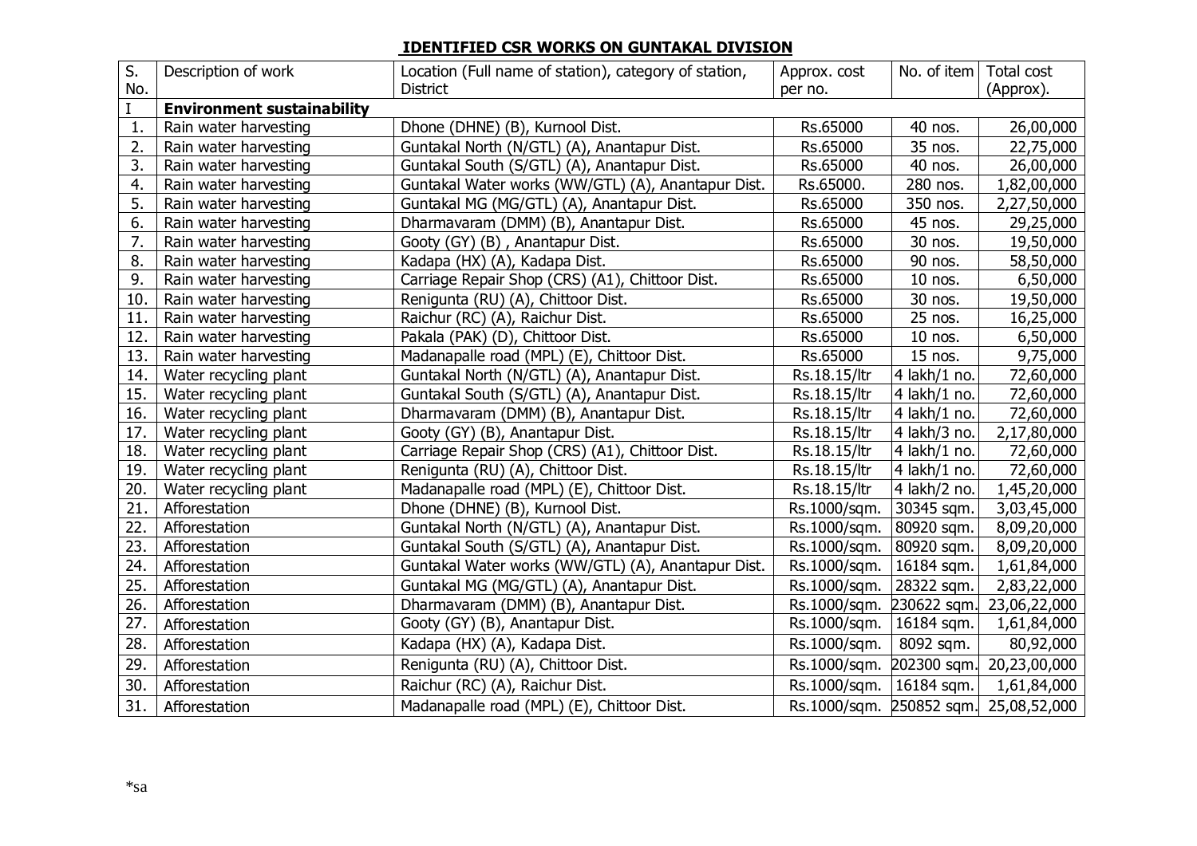## IDENTIFIED CSR WORKS ON GUNTAKAL DIVISION

| S. No. | Description of work | Location (Full name of station), category of station, District | Approx. cost per no. | No. of item | Total cost (Approx). |
|---|---|---|---|---|---|
| I | **Environment sustainability** | | | | |
| 1. | Rain water harvesting | Dhone (DHNE) (B), Kurnool Dist. | Rs.65000 | 40 nos. | 26,00,000 |
| 2. | Rain water harvesting | Guntakal North (N/GTL) (A), Anantapur Dist. | Rs.65000 | 35 nos. | 22,75,000 |
| 3. | Rain water harvesting | Guntakal South (S/GTL) (A), Anantapur Dist. | Rs.65000 | 40 nos. | 26,00,000 |
| 4. | Rain water harvesting | Guntakal Water works (WW/GTL) (A), Anantapur Dist. | Rs.65000. | 280 nos. | 1,82,00,000 |
| 5. | Rain water harvesting | Guntakal MG (MG/GTL) (A), Anantapur Dist. | Rs.65000 | 350 nos. | 2,27,50,000 |
| 6. | Rain water harvesting | Dharmavaram (DMM) (B), Anantapur Dist. | Rs.65000 | 45 nos. | 29,25,000 |
| 7. | Rain water harvesting | Gooty (GY) (B) , Anantapur Dist. | Rs.65000 | 30 nos. | 19,50,000 |
| 8. | Rain water harvesting | Kadapa (HX) (A), Kadapa Dist. | Rs.65000 | 90 nos. | 58,50,000 |
| 9. | Rain water harvesting | Carriage Repair Shop (CRS) (A1), Chittoor Dist. | Rs.65000 | 10 nos. | 6,50,000 |
| 10. | Rain water harvesting | Renigunta (RU) (A), Chittoor Dist. | Rs.65000 | 30 nos. | 19,50,000 |
| 11. | Rain water harvesting | Raichur (RC) (A), Raichur Dist. | Rs.65000 | 25 nos. | 16,25,000 |
| 12. | Rain water harvesting | Pakala (PAK) (D), Chittoor Dist. | Rs.65000 | 10 nos. | 6,50,000 |
| 13. | Rain water harvesting | Madanapalle road (MPL) (E), Chittoor Dist. | Rs.65000 | 15 nos. | 9,75,000 |
| 14. | Water recycling plant | Guntakal North (N/GTL) (A), Anantapur Dist. | Rs.18.15/ltr | 4 lakh/1 no. | 72,60,000 |
| 15. | Water recycling plant | Guntakal South (S/GTL) (A), Anantapur Dist. | Rs.18.15/ltr | 4 lakh/1 no. | 72,60,000 |
| 16. | Water recycling plant | Dharmavaram (DMM) (B), Anantapur Dist. | Rs.18.15/ltr | 4 lakh/1 no. | 72,60,000 |
| 17. | Water recycling plant | Gooty (GY) (B), Anantapur Dist. | Rs.18.15/ltr | 4 lakh/3 no. | 2,17,80,000 |
| 18. | Water recycling plant | Carriage Repair Shop (CRS) (A1), Chittoor Dist. | Rs.18.15/ltr | 4 lakh/1 no. | 72,60,000 |
| 19. | Water recycling plant | Renigunta (RU) (A), Chittoor Dist. | Rs.18.15/ltr | 4 lakh/1 no. | 72,60,000 |
| 20. | Water recycling plant | Madanapalle road (MPL) (E), Chittoor Dist. | Rs.18.15/ltr | 4 lakh/2 no. | 1,45,20,000 |
| 21. | Afforestation | Dhone (DHNE) (B), Kurnool Dist. | Rs.1000/sqm. | 30345 sqm. | 3,03,45,000 |
| 22. | Afforestation | Guntakal North (N/GTL) (A), Anantapur Dist. | Rs.1000/sqm. | 80920 sqm. | 8,09,20,000 |
| 23. | Afforestation | Guntakal South (S/GTL) (A), Anantapur Dist. | Rs.1000/sqm. | 80920 sqm. | 8,09,20,000 |
| 24. | Afforestation | Guntakal Water works (WW/GTL) (A), Anantapur Dist. | Rs.1000/sqm. | 16184 sqm. | 1,61,84,000 |
| 25. | Afforestation | Guntakal MG (MG/GTL) (A), Anantapur Dist. | Rs.1000/sqm. | 28322 sqm. | 2,83,22,000 |
| 26. | Afforestation | Dharmavaram (DMM) (B), Anantapur Dist. | Rs.1000/sqm. | 230622 sqm. | 23,06,22,000 |
| 27. | Afforestation | Gooty (GY) (B), Anantapur Dist. | Rs.1000/sqm. | 16184 sqm. | 1,61,84,000 |
| 28. | Afforestation | Kadapa (HX) (A), Kadapa Dist. | Rs.1000/sqm. | 8092 sqm. | 80,92,000 |
| 29. | Afforestation | Renigunta (RU) (A), Chittoor Dist. | Rs.1000/sqm. | 202300 sqm. | 20,23,00,000 |
| 30. | Afforestation | Raichur (RC) (A), Raichur Dist. | Rs.1000/sqm. | 16184 sqm. | 1,61,84,000 |
| 31. | Afforestation | Madanapalle road (MPL) (E), Chittoor Dist. | Rs.1000/sqm. | 250852 sqm. | 25,08,52,000 |

*sa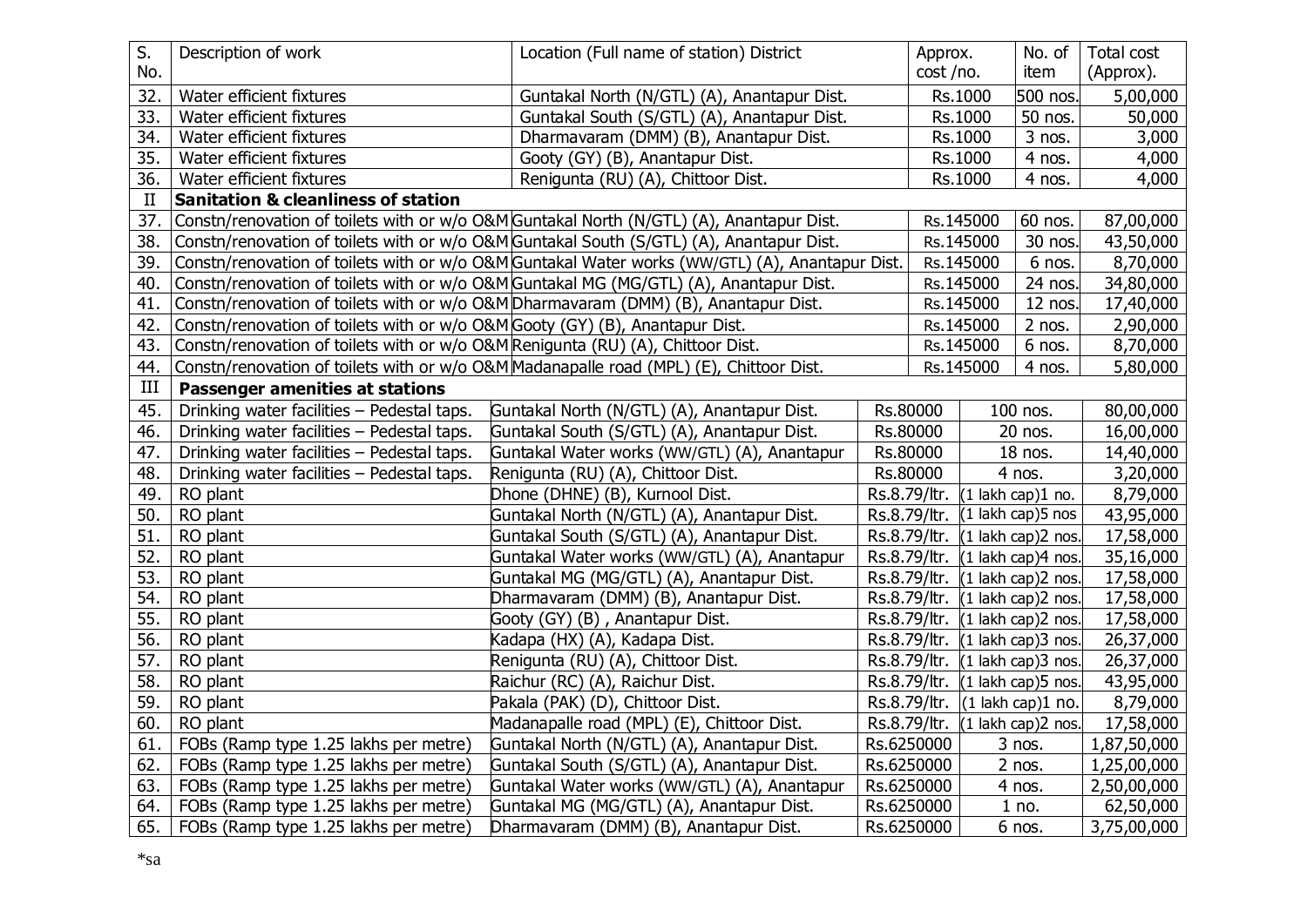| S. No. | Description of work | Location (Full name of station) District | Approx. cost /no. | No. of item | Total cost (Approx). |
|---|---|---|---|---|---|
| 32. | Water efficient fixtures | Guntakal North (N/GTL) (A), Anantapur Dist. | Rs.1000 | 500 nos. | 5,00,000 |
| 33. | Water efficient fixtures | Guntakal South (S/GTL) (A), Anantapur Dist. | Rs.1000 | 50 nos. | 50,000 |
| 34. | Water efficient fixtures | Dharmavaram (DMM) (B), Anantapur Dist. | Rs.1000 | 3 nos. | 3,000 |
| 35. | Water efficient fixtures | Gooty (GY) (B), Anantapur Dist. | Rs.1000 | 4 nos. | 4,000 |
| 36. | Water efficient fixtures | Renigunta (RU) (A), Chittoor Dist. | Rs.1000 | 4 nos. | 4,000 |
| II | **Sanitation & cleanliness of station** | | | | |
| 37. | Constn/renovation of toilets with or w/o O&M | Guntakal North (N/GTL) (A), Anantapur Dist. | Rs.145000 | 60 nos. | 87,00,000 |
| 38. | Constn/renovation of toilets with or w/o O&M | Guntakal South (S/GTL) (A), Anantapur Dist. | Rs.145000 | 30 nos. | 43,50,000 |
| 39. | Constn/renovation of toilets with or w/o O&M | Guntakal Water works (WW/GTL) (A), Anantapur Dist. | Rs.145000 | 6 nos. | 8,70,000 |
| 40. | Constn/renovation of toilets with or w/o O&M | Guntakal MG (MG/GTL) (A), Anantapur Dist. | Rs.145000 | 24 nos. | 34,80,000 |
| 41. | Constn/renovation of toilets with or w/o O&M | Dharmavaram (DMM) (B), Anantapur Dist. | Rs.145000 | 12 nos. | 17,40,000 |
| 42. | Constn/renovation of toilets with or w/o O&M | Gooty (GY) (B), Anantapur Dist. | Rs.145000 | 2 nos. | 2,90,000 |
| 43. | Constn/renovation of toilets with or w/o O&M | Renigunta (RU) (A), Chittoor Dist. | Rs.145000 | 6 nos. | 8,70,000 |
| 44. | Constn/renovation of toilets with or w/o O&M | Madanapalle road (MPL) (E), Chittoor Dist. | Rs.145000 | 4 nos. | 5,80,000 |
| III | **Passenger amenities at stations** | | | | |
| 45. | Drinking water facilities – Pedestal taps. | Guntakal North (N/GTL) (A), Anantapur Dist. | Rs.80000 | 100 nos. | 80,00,000 |
| 46. | Drinking water facilities – Pedestal taps. | Guntakal South (S/GTL) (A), Anantapur Dist. | Rs.80000 | 20 nos. | 16,00,000 |
| 47. | Drinking water facilities – Pedestal taps. | Guntakal Water works (WW/GTL) (A), Anantapur | Rs.80000 | 18 nos. | 14,40,000 |
| 48. | Drinking water facilities – Pedestal taps. | Renigunta (RU) (A), Chittoor Dist. | Rs.80000 | 4 nos. | 3,20,000 |
| 49. | RO plant | Dhone (DHNE) (B), Kurnool Dist. | Rs.8.79/ltr. | (1 lakh cap)1 no. | 8,79,000 |
| 50. | RO plant | Guntakal North (N/GTL) (A), Anantapur Dist. | Rs.8.79/ltr. | (1 lakh cap)5 nos | 43,95,000 |
| 51. | RO plant | Guntakal South (S/GTL) (A), Anantapur Dist. | Rs.8.79/ltr. | (1 lakh cap)2 nos. | 17,58,000 |
| 52. | RO plant | Guntakal Water works (WW/GTL) (A), Anantapur | Rs.8.79/ltr. | (1 lakh cap)4 nos. | 35,16,000 |
| 53. | RO plant | Guntakal MG (MG/GTL) (A), Anantapur Dist. | Rs.8.79/ltr. | (1 lakh cap)2 nos. | 17,58,000 |
| 54. | RO plant | Dharmavaram (DMM) (B), Anantapur Dist. | Rs.8.79/ltr. | (1 lakh cap)2 nos. | 17,58,000 |
| 55. | RO plant | Gooty (GY) (B) , Anantapur Dist. | Rs.8.79/ltr. | (1 lakh cap)2 nos. | 17,58,000 |
| 56. | RO plant | Kadapa (HX) (A), Kadapa Dist. | Rs.8.79/ltr. | (1 lakh cap)3 nos. | 26,37,000 |
| 57. | RO plant | Renigunta (RU) (A), Chittoor Dist. | Rs.8.79/ltr. | (1 lakh cap)3 nos. | 26,37,000 |
| 58. | RO plant | Raichur (RC) (A), Raichur Dist. | Rs.8.79/ltr. | (1 lakh cap)5 nos. | 43,95,000 |
| 59. | RO plant | Pakala (PAK) (D), Chittoor Dist. | Rs.8.79/ltr. | (1 lakh cap)1 no. | 8,79,000 |
| 60. | RO plant | Madanapalle road (MPL) (E), Chittoor Dist. | Rs.8.79/ltr. | (1 lakh cap)2 nos. | 17,58,000 |
| 61. | FOBs (Ramp type 1.25 lakhs per metre) | Guntakal North (N/GTL) (A), Anantapur Dist. | Rs.6250000 | 3 nos. | 1,87,50,000 |
| 62. | FOBs (Ramp type 1.25 lakhs per metre) | Guntakal South (S/GTL) (A), Anantapur Dist. | Rs.6250000 | 2 nos. | 1,25,00,000 |
| 63. | FOBs (Ramp type 1.25 lakhs per metre) | Guntakal Water works (WW/GTL) (A), Anantapur | Rs.6250000 | 4 nos. | 2,50,00,000 |
| 64. | FOBs (Ramp type 1.25 lakhs per metre) | Guntakal MG (MG/GTL) (A), Anantapur Dist. | Rs.6250000 | 1 no. | 62,50,000 |
| 65. | FOBs (Ramp type 1.25 lakhs per metre) | Dharmavaram (DMM) (B), Anantapur Dist. | Rs.6250000 | 6 nos. | 3,75,00,000 |

*sa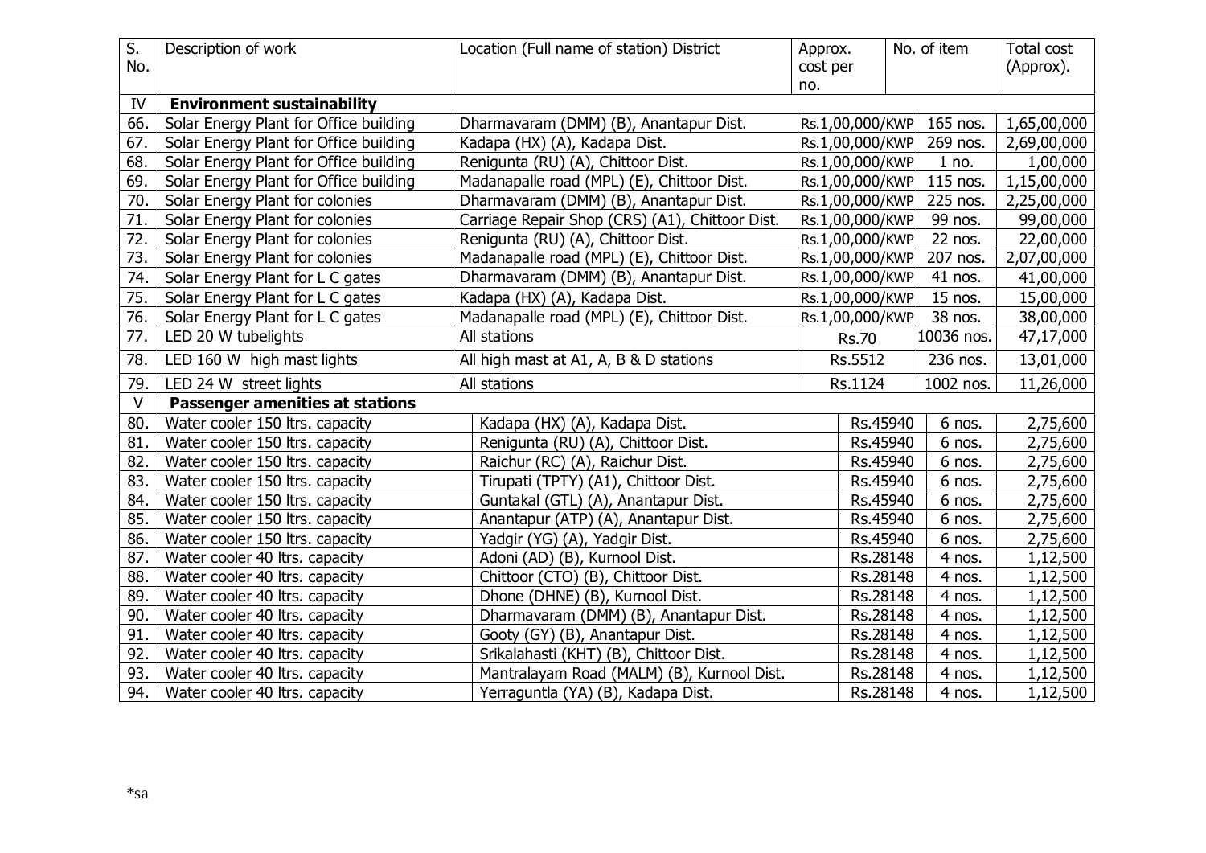| S. No. | Description of work | Location (Full name of station) District | Approx. cost per no. | No. of item | Total cost (Approx). |
|---|---|---|---|---|---|
| IV | **Environment sustainability** | | | | |
| 66. | Solar Energy Plant for Office building | Dharmavaram (DMM) (B), Anantapur Dist. | Rs.1,00,000/KWP | 165 nos. | 1,65,00,000 |
| 67. | Solar Energy Plant for Office building | Kadapa (HX) (A), Kadapa Dist. | Rs.1,00,000/KWP | 269 nos. | 2,69,00,000 |
| 68. | Solar Energy Plant for Office building | Renigunta (RU) (A), Chittoor Dist. | Rs.1,00,000/KWP | 1 no. | 1,00,000 |
| 69. | Solar Energy Plant for Office building | Madanapalle road (MPL) (E), Chittoor Dist. | Rs.1,00,000/KWP | 115 nos. | 1,15,00,000 |
| 70. | Solar Energy Plant for colonies | Dharmavaram (DMM) (B), Anantapur Dist. | Rs.1,00,000/KWP | 225 nos. | 2,25,00,000 |
| 71. | Solar Energy Plant for colonies | Carriage Repair Shop (CRS) (A1), Chittoor Dist. | Rs.1,00,000/KWP | 99 nos. | 99,00,000 |
| 72. | Solar Energy Plant for colonies | Renigunta (RU) (A), Chittoor Dist. | Rs.1,00,000/KWP | 22 nos. | 22,00,000 |
| 73. | Solar Energy Plant for colonies | Madanapalle road (MPL) (E), Chittoor Dist. | Rs.1,00,000/KWP | 207 nos. | 2,07,00,000 |
| 74. | Solar Energy Plant for L C gates | Dharmavaram (DMM) (B), Anantapur Dist. | Rs.1,00,000/KWP | 41 nos. | 41,00,000 |
| 75. | Solar Energy Plant for L C gates | Kadapa (HX) (A), Kadapa Dist. | Rs.1,00,000/KWP | 15 nos. | 15,00,000 |
| 76. | Solar Energy Plant for L C gates | Madanapalle road (MPL) (E), Chittoor Dist. | Rs.1,00,000/KWP | 38 nos. | 38,00,000 |
| 77. | LED 20 W tubelights | All stations | Rs.70 | 10036 nos. | 47,17,000 |
| 78. | LED 160 W high mast lights | All high mast at A1, A, B & D stations | Rs.5512 | 236 nos. | 13,01,000 |
| 79. | LED 24 W street lights | All stations | Rs.1124 | 1002 nos. | 11,26,000 |
| V | **Passenger amenities at stations** | | | | |
| 80. | Water cooler 150 ltrs. capacity | Kadapa (HX) (A), Kadapa Dist. | Rs.45940 | 6 nos. | 2,75,600 |
| 81. | Water cooler 150 ltrs. capacity | Renigunta (RU) (A), Chittoor Dist. | Rs.45940 | 6 nos. | 2,75,600 |
| 82. | Water cooler 150 ltrs. capacity | Raichur (RC) (A), Raichur Dist. | Rs.45940 | 6 nos. | 2,75,600 |
| 83. | Water cooler 150 ltrs. capacity | Tirupati (TPTY) (A1), Chittoor Dist. | Rs.45940 | 6 nos. | 2,75,600 |
| 84. | Water cooler 150 ltrs. capacity | Guntakal (GTL) (A), Anantapur Dist. | Rs.45940 | 6 nos. | 2,75,600 |
| 85. | Water cooler 150 ltrs. capacity | Anantapur (ATP) (A), Anantapur Dist. | Rs.45940 | 6 nos. | 2,75,600 |
| 86. | Water cooler 150 ltrs. capacity | Yadgir (YG) (A), Yadgir Dist. | Rs.45940 | 6 nos. | 2,75,600 |
| 87. | Water cooler 40 ltrs. capacity | Adoni (AD) (B), Kurnool Dist. | Rs.28148 | 4 nos. | 1,12,500 |
| 88. | Water cooler 40 ltrs. capacity | Chittoor (CTO) (B), Chittoor Dist. | Rs.28148 | 4 nos. | 1,12,500 |
| 89. | Water cooler 40 ltrs. capacity | Dhone (DHNE) (B), Kurnool Dist. | Rs.28148 | 4 nos. | 1,12,500 |
| 90. | Water cooler 40 ltrs. capacity | Dharmavaram (DMM) (B), Anantapur Dist. | Rs.28148 | 4 nos. | 1,12,500 |
| 91. | Water cooler 40 ltrs. capacity | Gooty (GY) (B), Anantapur Dist. | Rs.28148 | 4 nos. | 1,12,500 |
| 92. | Water cooler 40 ltrs. capacity | Srikalahasti (KHT) (B), Chittoor Dist. | Rs.28148 | 4 nos. | 1,12,500 |
| 93. | Water cooler 40 ltrs. capacity | Mantralayam Road (MALM) (B), Kurnool Dist. | Rs.28148 | 4 nos. | 1,12,500 |
| 94. | Water cooler 40 ltrs. capacity | Yerraguntla (YA) (B), Kadapa Dist. | Rs.28148 | 4 nos. | 1,12,500 |

*sa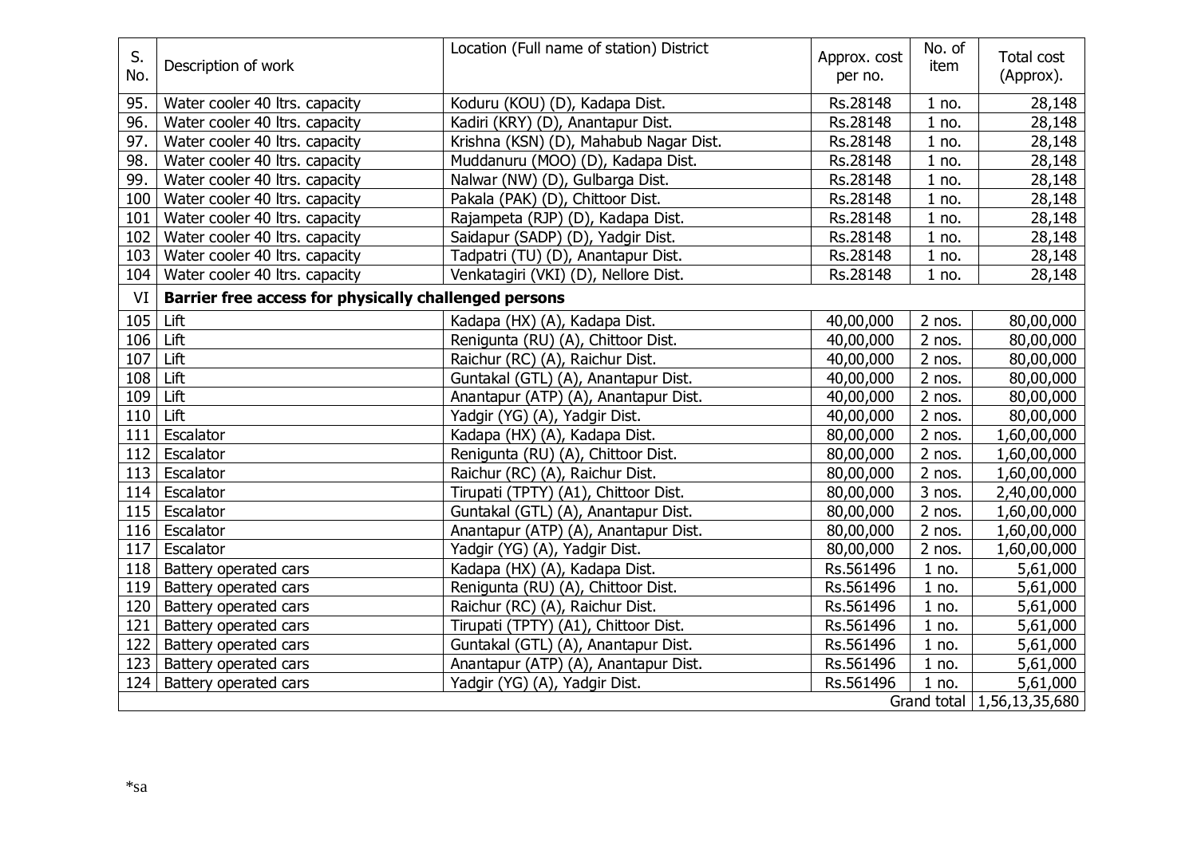| S. No. | Description of work | Location (Full name of station) District | Approx. cost per no. | No. of item | Total cost (Approx). |
|---|---|---|---|---|---|
| 95. | Water cooler 40 ltrs. capacity | Koduru (KOU) (D), Kadapa Dist. | Rs.28148 | 1 no. | 28,148 |
| 96. | Water cooler 40 ltrs. capacity | Kadiri (KRY) (D), Anantapur Dist. | Rs.28148 | 1 no. | 28,148 |
| 97. | Water cooler 40 ltrs. capacity | Krishna (KSN) (D), Mahabub Nagar Dist. | Rs.28148 | 1 no. | 28,148 |
| 98. | Water cooler 40 ltrs. capacity | Muddanuru (MOO) (D), Kadapa Dist. | Rs.28148 | 1 no. | 28,148 |
| 99. | Water cooler 40 ltrs. capacity | Nalwar (NW) (D), Gulbarga Dist. | Rs.28148 | 1 no. | 28,148 |
| 100 | Water cooler 40 ltrs. capacity | Pakala (PAK) (D), Chittoor Dist. | Rs.28148 | 1 no. | 28,148 |
| 101 | Water cooler 40 ltrs. capacity | Rajampeta (RJP) (D), Kadapa Dist. | Rs.28148 | 1 no. | 28,148 |
| 102 | Water cooler 40 ltrs. capacity | Saidapur (SADP) (D), Yadgir Dist. | Rs.28148 | 1 no. | 28,148 |
| 103 | Water cooler 40 ltrs. capacity | Tadpatri (TU) (D), Anantapur Dist. | Rs.28148 | 1 no. | 28,148 |
| 104 | Water cooler 40 ltrs. capacity | Venkatagiri (VKI) (D), Nellore Dist. | Rs.28148 | 1 no. | 28,148 |
| VI | **Barrier free access for physically challenged persons** | | | | |
| 105 | Lift | Kadapa (HX) (A), Kadapa Dist. | 40,00,000 | 2 nos. | 80,00,000 |
| 106 | Lift | Renigunta (RU) (A), Chittoor Dist. | 40,00,000 | 2 nos. | 80,00,000 |
| 107 | Lift | Raichur (RC) (A), Raichur Dist. | 40,00,000 | 2 nos. | 80,00,000 |
| 108 | Lift | Guntakal (GTL) (A), Anantapur Dist. | 40,00,000 | 2 nos. | 80,00,000 |
| 109 | Lift | Anantapur (ATP) (A), Anantapur Dist. | 40,00,000 | 2 nos. | 80,00,000 |
| 110 | Lift | Yadgir (YG) (A), Yadgir Dist. | 40,00,000 | 2 nos. | 80,00,000 |
| 111 | Escalator | Kadapa (HX) (A), Kadapa Dist. | 80,00,000 | 2 nos. | 1,60,00,000 |
| 112 | Escalator | Renigunta (RU) (A), Chittoor Dist. | 80,00,000 | 2 nos. | 1,60,00,000 |
| 113 | Escalator | Raichur (RC) (A), Raichur Dist. | 80,00,000 | 2 nos. | 1,60,00,000 |
| 114 | Escalator | Tirupati (TPTY) (A1), Chittoor Dist. | 80,00,000 | 3 nos. | 2,40,00,000 |
| 115 | Escalator | Guntakal (GTL) (A), Anantapur Dist. | 80,00,000 | 2 nos. | 1,60,00,000 |
| 116 | Escalator | Anantapur (ATP) (A), Anantapur Dist. | 80,00,000 | 2 nos. | 1,60,00,000 |
| 117 | Escalator | Yadgir (YG) (A), Yadgir Dist. | 80,00,000 | 2 nos. | 1,60,00,000 |
| 118 | Battery operated cars | Kadapa (HX) (A), Kadapa Dist. | Rs.561496 | 1 no. | 5,61,000 |
| 119 | Battery operated cars | Renigunta (RU) (A), Chittoor Dist. | Rs.561496 | 1 no. | 5,61,000 |
| 120 | Battery operated cars | Raichur (RC) (A), Raichur Dist. | Rs.561496 | 1 no. | 5,61,000 |
| 121 | Battery operated cars | Tirupati (TPTY) (A1), Chittoor Dist. | Rs.561496 | 1 no. | 5,61,000 |
| 122 | Battery operated cars | Guntakal (GTL) (A), Anantapur Dist. | Rs.561496 | 1 no. | 5,61,000 |
| 123 | Battery operated cars | Anantapur (ATP) (A), Anantapur Dist. | Rs.561496 | 1 no. | 5,61,000 |
| 124 | Battery operated cars | Yadgir (YG) (A), Yadgir Dist. | Rs.561496 | 1 no. | 5,61,000 |
| | | | | Grand total | 1,56,13,35,680 |

*sa